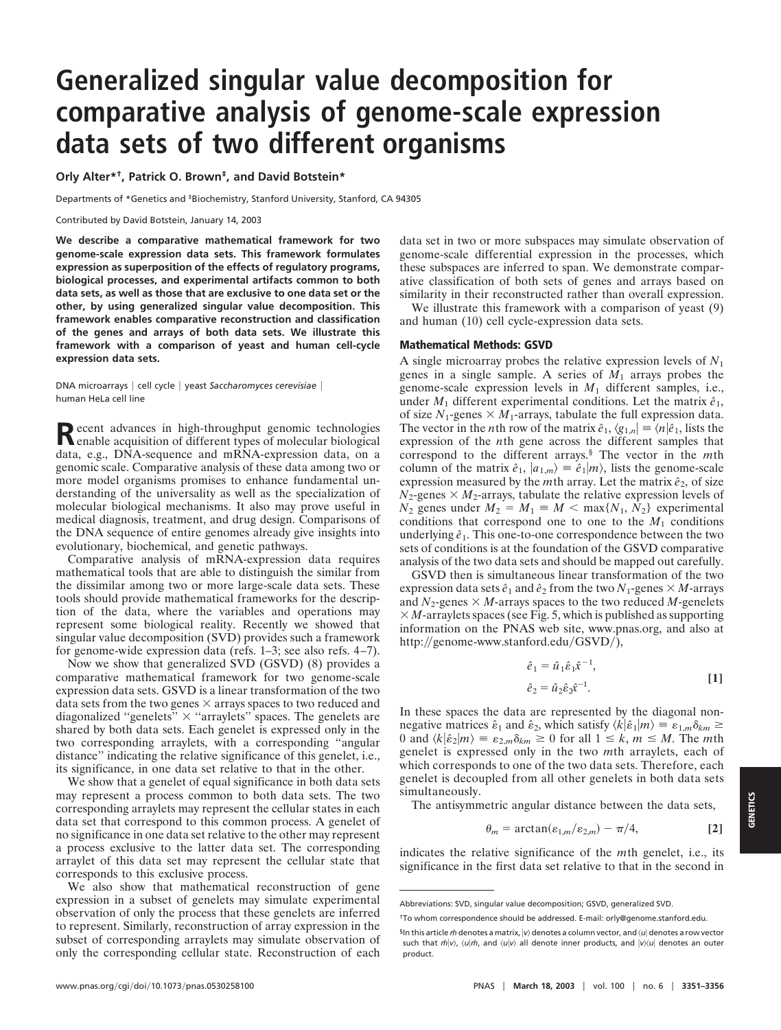# Generalized singular value decomposition for comparative analysis of genome-scale expression data sets of two different organisms

**Orly Alter*†, Patrick O. Brown‡, and David Botstein***

Departments of *Genetics and ‡Biochemistry, Stanford University, Stanford, CA 94305

Contributed by David Botstein, January 14, 2003

**We describe a comparative mathematical framework for two genome-scale expression data sets. This framework formulates expression as superposition of the effects of regulatory programs, biological processes, and experimental artifacts common to both data sets, as well as those that are exclusive to one data set or the other, by using generalized singular value decomposition. This framework enables comparative reconstruction and classification of the genes and arrays of both data sets. We illustrate this framework with a comparison of yeast and human cell-cycle expression data sets.**

DNA microarrays | cell cycle | yeast *Saccharomyces cerevisiae* | human HeLa cell line

Recent advances in high-throughput genomic technologies enable acquisition of different types of molecular biological data, e.g., DNA-sequence and mRNA-expression data, on a genomic scale. Comparative analysis of these data among two or more model organisms promises to enhance fundamental understanding of the universality as well as the specialization of molecular biological mechanisms. It also may prove useful in medical diagnosis, treatment, and drug design. Comparisons of the DNA sequence of entire genomes already give insights into evolutionary, biochemical, and genetic pathways.

Comparative analysis of mRNA-expression data requires mathematical tools that are able to distinguish the similar from the dissimilar among two or more large-scale data sets. These tools should provide mathematical frameworks for the description of the data, where the variables and operations may represent some biological reality. Recently we showed that singular value decomposition (SVD) provides such a framework for genome-wide expression data (refs. 1–3; see also refs. 4–7).

Now we show that generalized SVD (GSVD) (8) provides a comparative mathematical framework for two genome-scale expression data sets. GSVD is a linear transformation of the two data sets from the two genes × arrays spaces to two reduced and diagonalized "genelets" × "arraylets" spaces. The genelets are shared by both data sets. Each genelet is expressed only in the two corresponding arraylets, with a corresponding "angular distance" indicating the relative significance of this genelet, i.e., its significance, in one data set relative to that in the other.

We show that a genelet of equal significance in both data sets may represent a process common to both data sets. The two corresponding arraylets may represent the cellular states in each data set that correspond to this common process. A genelet of no significance in one data set relative to the other may represent a process exclusive to the latter data set. The corresponding arraylet of this data set may represent the cellular state that corresponds to this exclusive process.

We also show that mathematical reconstruction of gene expression in a subset of genelets may simulate experimental observation of only the process that these genelets are inferred to represent. Similarly, reconstruction of array expression in the subset of corresponding arraylets may simulate observation of only the corresponding cellular state. Reconstruction of each data set in two or more subspaces may simulate observation of genome-scale differential expression in the processes, which these subspaces are inferred to span. We demonstrate comparative classification of both sets of genes and arrays based on similarity in their reconstructed rather than overall expression.

We illustrate this framework with a comparison of yeast (9) and human (10) cell cycle-expression data sets.

### Mathematical Methods: GSVD

A single microarray probes the relative expression levels of $N_1$ genes in a single sample. A series of $M_1$ arrays probes the genome-scale expression levels in $M_1$ different samples, i.e., under $M_1$ different experimental conditions. Let the matrix $\hat{e}_1$, of size $N_1$-genes × $M_1$-arrays, tabulate the full expression data. The vector in the $n$th row of the matrix $\hat{e}_1$, $\langle g_{1,n}| \equiv \langle n|\hat{e}_1$, lists the expression of the $n$th gene across the different samples that correspond to the different arrays.[§] The vector in the $m$th column of the matrix $\hat{e}_1$, $|a_{1,m}\rangle \equiv \hat{e}_1|m\rangle$, lists the genome-scale expression measured by the $m$th array. Let the matrix $\hat{e}_2$, of size $N_2$-genes × $M_2$-arrays, tabulate the relative expression levels of $N_2$ genes under $M_2 = M_1 \equiv M < \max\{N_1, N_2\}$ experimental conditions that correspond one to one to the $M_1$ conditions underlying $\hat{e}_1$. This one-to-one correspondence between the two sets of conditions is at the foundation of the GSVD comparative analysis of the two data sets and should be mapped out carefully.

GSVD then is simultaneous linear transformation of the two expression data sets $\hat{e}_1$ and $\hat{e}_2$ from the two $N_1$-genes × $M$-arrays and $N_2$-genes × $M$-arrays spaces to the two reduced $M$-genelets × $M$-arraylets spaces (see Fig. 5, which is published as supporting information on the PNAS web site, www.pnas.org, and also at http://genome-www.stanford.edu/GSVD/),

$$\hat{e}_1 = \hat{u}_1\hat{\varepsilon}_1\hat{x}^{-1},$$
$$\hat{e}_2 = \hat{u}_2\hat{\varepsilon}_2\hat{x}^{-1}. \qquad [1]$$

In these spaces the data are represented by the diagonal nonnegative matrices $\hat{\varepsilon}_1$ and $\hat{\varepsilon}_2$, which satisfy $\langle k|\hat{\varepsilon}_1|m\rangle \equiv \varepsilon_{1,m}\delta_{km} \geq 0$ and $\langle k|\hat{\varepsilon}_2|m\rangle \equiv \varepsilon_{2,m}\delta_{km} \geq 0$ for all $1 \leq k, m \leq M$. The $m$th genelet is expressed only in the two $m$th arraylets, each of which corresponds to one of the two data sets. Therefore, each genelet is decoupled from all other genelets in both data sets simultaneously.

The antisymmetric angular distance between the data sets,

$$\theta_m = \arctan(\varepsilon_{1,m}/\varepsilon_{2,m}) - \pi/4, \qquad [2]$$

indicates the relative significance of the $m$th genelet, i.e., its significance in the first data set relative to that in the second in

---

Abbreviations: SVD, singular value decomposition; GSVD, generalized SVD.

†To whom correspondence should be addressed. E-mail: orly@genome.stanford.edu.

§In this article $\hat{m}$ denotes a matrix, $|v\rangle$ denotes a column vector, and $\langle u|$ denotes a row vector such that $\hat{m}|v\rangle$, $\langle u|\hat{m}$, and $\langle u|v\rangle$ all denote inner products, and $|v\rangle\langle u|$ denotes an outer product.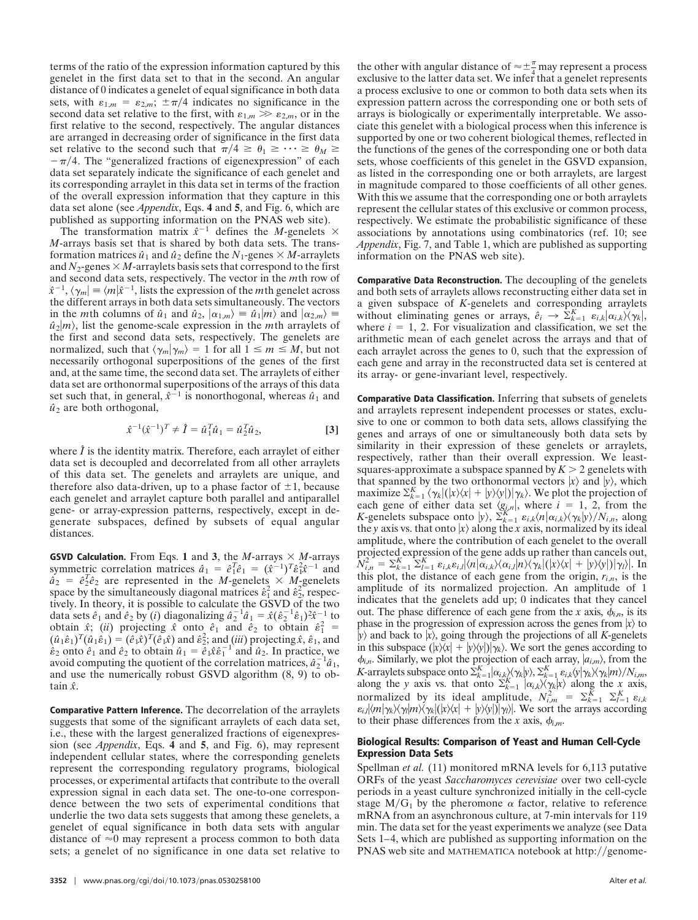terms of the ratio of the expression information captured by this genelet in the first data set to that in the second. An angular distance of 0 indicates a genelet of equal significance in both data sets, with $\varepsilon_{1,m} = \varepsilon_{2,m}$; $\pm\pi/4$ indicates no significance in the second data set relative to the first, with $\varepsilon_{1,m} \gg \varepsilon_{2,m}$, or in the first relative to the second, respectively. The angular distances are arranged in decreasing order of significance in the first data set relative to the second such that $\pi/4 \geq \theta_1 \geq \cdots \geq \theta_M \geq -\pi/4$. The "generalized fractions of eigenexpression" of each data set separately indicate the significance of each genelet and its corresponding arraylet in this data set in terms of the fraction of the overall expression information that they capture in this data set alone (see *Appendix*, Eqs. **4** and **5**, and Fig. 6, which are published as supporting information on the PNAS web site).

The transformation matrix $\hat{x}^{-1}$ defines the $M$-genelets $\times$ $M$-arrays basis set that is shared by both data sets. The transformation matrices $\hat{u}_1$ and $\hat{u}_2$ define the $N_1$-genes $\times$ $M$-arraylets and $N_2$-genes $\times$ $M$-arraylets basis sets that correspond to the first and second data sets, respectively. The vector in the $m$th row of $\hat{x}^{-1}$, $\langle\gamma_m| \equiv \langle m|\hat{x}^{-1}$, lists the expression of the $m$th genelet across the different arrays in both data sets simultaneously. The vectors in the $m$th columns of $\hat{u}_1$ and $\hat{u}_2$, $|\alpha_{1,m}\rangle \equiv \hat{u}_1|m\rangle$ and $|\alpha_{2,m}\rangle \equiv \hat{u}_2|m\rangle$, list the genome-scale expression in the $m$th arraylets of the first and second data sets, respectively. The genelets are normalized, such that $\langle\gamma_m|\gamma_m\rangle = 1$ for all $1 \leq m \leq M$, but not necessarily orthogonal superpositions of the genes of the first and, at the same time, the second data set. The arraylets of either data set are orthonormal superpositions of the arrays of this data set such that, in general, $\hat{x}^{-1}$ is nonorthogonal, whereas $\hat{u}_1$ and $\hat{u}_2$ are both orthogonal,

$$\hat{x}^{-1}(\hat{x}^{-1})^T \neq \hat{I} = \hat{u}_1^T\hat{u}_1 = \hat{u}_2^T\hat{u}_2, \quad [3]$$

where $\hat{I}$ is the identity matrix. Therefore, each arraylet of either data set is decoupled and decorrelated from all other arraylets of this data set. The genelets and arraylets are unique, and therefore also data-driven, up to a phase factor of $\pm 1$, because each genelet and arraylet capture both parallel and antiparallel gene- or array-expression patterns, respectively, except in degenerate subspaces, defined by subsets of equal angular distances.

**GSVD Calculation.** From Eqs. **1** and **3**, the $M$-arrays $\times$ $M$-arrays symmetric correlation matrices $\hat{a}_1 = \hat{e}_1^T\hat{e}_1 = (\hat{x}^{-1})^T\hat{\varepsilon}_1^2\hat{x}^{-1}$ and $\hat{a}_2 = \hat{e}_2^T\hat{e}_2$ are represented in the $M$-genelets $\times$ $M$-genelets space by the simultaneously diagonal matrices $\hat{\varepsilon}_1^2$ and $\hat{\varepsilon}_2^2$, respectively. In theory, it is possible to calculate the GSVD of the two data sets $\hat{e}_1$ and $\hat{e}_2$ by (*i*) diagonalizing $\hat{a}_2^{-1}\hat{a}_1 = \hat{x}(\hat{\varepsilon}_2^{-1}\hat{\varepsilon}_1)^2\hat{x}^{-1}$ to obtain $\hat{x}$; (*ii*) projecting $\hat{x}$ onto $\hat{e}_1$ and $\hat{e}_2$ to obtain $\hat{\varepsilon}_1^2 = (\hat{u}_1\hat{\varepsilon}_1)^T(\hat{u}_1\hat{\varepsilon}_1) = (\hat{e}_1\hat{x})^T(\hat{e}_1\hat{x})$ and $\hat{\varepsilon}_2^2$; and (*iii*) projecting $\hat{x}$, $\hat{\varepsilon}_1$, and $\hat{\varepsilon}_2$ onto $\hat{e}_1$ and $\hat{e}_2$ to obtain $\hat{u}_1 = \hat{e}_1\hat{x}\hat{\varepsilon}_1^{-1}$ and $\hat{u}_2$. In practice, we avoid computing the quotient of the correlation matrices, $\hat{a}_2^{-1}\hat{a}_1$, and use the numerically robust GSVD algorithm (8, 9) to obtain $\hat{x}$.

**Comparative Pattern Inference.** The decorrelation of the arraylets suggests that some of the significant arraylets of each data set, i.e., these with the largest generalized fractions of eigenexpression (see *Appendix*, Eqs. **4** and **5**, and Fig. 6), may represent independent cellular states, where the corresponding genelets represent the corresponding regulatory programs, biological processes, or experimental artifacts that contribute to the overall expression signal in each data set. The one-to-one correspondence between the two sets of experimental conditions that underlie the two data sets suggests that among these genelets, a genelet of equal significance in both data sets with angular distance of $\approx 0$ may represent a process common to both data sets; a genelet of no significance in one data set relative to the other with angular distance of $\approx \pm\frac{\pi}{4}$ may represent a process exclusive to the latter data set. We infer that a genelet represents a process exclusive to one or common to both data sets when its expression pattern across the corresponding one or both sets of arrays is biologically or experimentally interpretable. We associate this genelet with a biological process when this inference is supported by one or two coherent biological themes, reflected in the functions of the genes of the corresponding one or both data sets, whose coefficients of this genelet in the GSVD expansion, as listed in the corresponding one or both arraylets, are largest in magnitude compared to those coefficients of all other genes. With this we assume that the corresponding one or both arraylets represent the cellular states of this exclusive or common process, respectively. We estimate the probabilistic significance of these associations by annotations using combinatorics (ref. 10; see *Appendix*, Fig. 7, and Table 1, which are published as supporting information on the PNAS web site).

**Comparative Data Reconstruction.** The decoupling of the genelets and both sets of arraylets allows reconstructing either data set in a given subspace of $K$-genelets and corresponding arraylets without eliminating genes or arrays, $\hat{e}_i \rightarrow \sum_{k=1}^{K} \varepsilon_{i,k}|\alpha_{i,k}\rangle\langle\gamma_k|$, where $i = 1, 2$. For visualization and classification, we set the arithmetic mean of each genelet across the arrays and that of each arraylet across the genes to 0, such that the expression of each gene and array in the reconstructed data set is centered at its array- or gene-invariant level, respectively.

**Comparative Data Classification.** Inferring that subsets of genelets and arraylets represent independent processes or states, exclusive to one or common to both data sets, allows classifying the genes and arrays of one or simultaneously both data sets by similarity in their expression of these genelets or arraylets, respectively, rather than their overall expression. We least-squares-approximate a subspace spanned by $K > 2$ genelets with that spanned by the two orthonormal vectors $|x\rangle$ and $|y\rangle$, which maximize $\sum_{k=1}^{K}\langle\gamma_k|(|x\rangle\langle x| + |y\rangle\langle y|)|\gamma_k\rangle$. We plot the projection of each gene of either data set $\langle g_{i,n}|$, where $i = 1, 2$, from the $K$-genelets subspace onto $|y\rangle$, $\sum_{k=1}^{K}\varepsilon_{i,k}\langle n|\alpha_{i,k}\rangle\langle\gamma_k|y\rangle/N_{i,n}$, along the $y$ axis vs. that onto $|x\rangle$ along the $x$ axis, normalized by its ideal amplitude, where the contribution of each genelet to the overall projected expression of the gene adds up rather than cancels out, $N_{i,n}^2 = \sum_{k=1}^{K}\sum_{l=1}^{K}\varepsilon_{i,k}\varepsilon_{i,l}|\langle n|\alpha_{i,k}\rangle\langle\alpha_{i,l}|n\rangle\langle\gamma_k|(|x\rangle\langle x| + |y\rangle\langle y|)|\gamma_l\rangle|$. In this plot, the distance of each gene from the origin, $r_{i,n}$, is the amplitude of its normalized projection. An amplitude of 1 indicates that the genelets add up; 0 indicates that they cancel out. The phase difference of each gene from the $x$ axis, $\phi_{i,n}$, is its phase in the progression of expression across the genes from $|x\rangle$ to $|y\rangle$ and back to $|x\rangle$, going through the projections of all $K$-genelets in this subspace $(|x\rangle\langle x| + |y\rangle\langle y|)|\gamma_k\rangle$. We sort the genes according to $\phi_{i,n}$. Similarly, we plot the projection of each array, $|a_{i,m}\rangle$, from the $K$-arraylets subspace onto $\sum_{k=1}^{K}|\alpha_{i,k}\rangle\langle\gamma_k|y\rangle$, $\sum_{k=1}^{K}\varepsilon_{i,k}\langle y|\gamma_k\rangle\langle\gamma_k|m\rangle/N_{i,m}$, along the $y$ axis vs. that onto $\sum_{k=1}^{K}|\alpha_{i,k}\rangle\langle\gamma_k|x\rangle$ along the $x$ axis, normalized by its ideal amplitude, $N_{i,m}^2 = \sum_{k=1}^{K}\sum_{l=1}^{K}\varepsilon_{i,k}\varepsilon_{i,l}|\langle m|\gamma_k\rangle\langle\gamma_l|m\rangle\langle\gamma_k|(|x\rangle\langle x| + |y\rangle\langle y|)|\gamma_l\rangle|$. We sort the arrays according to their phase differences from the $x$ axis, $\phi_{i,m}$.

## Biological Results: Comparison of Yeast and Human Cell-Cycle Expression Data Sets

Spellman *et al.* (11) monitored mRNA levels for 6,113 putative ORFs of the yeast *Saccharomyces cerevisiae* over two cell-cycle periods in a yeast culture synchronized initially in the cell-cycle stage M/G$_1$ by the pheromone $\alpha$ factor, relative to reference mRNA from an asynchronous culture, at 7-min intervals for 119 min. The data set for the yeast experiments we analyze (see Data Sets 1–4, which are published as supporting information on the PNAS web site and MATHEMATICA notebook at http://genome-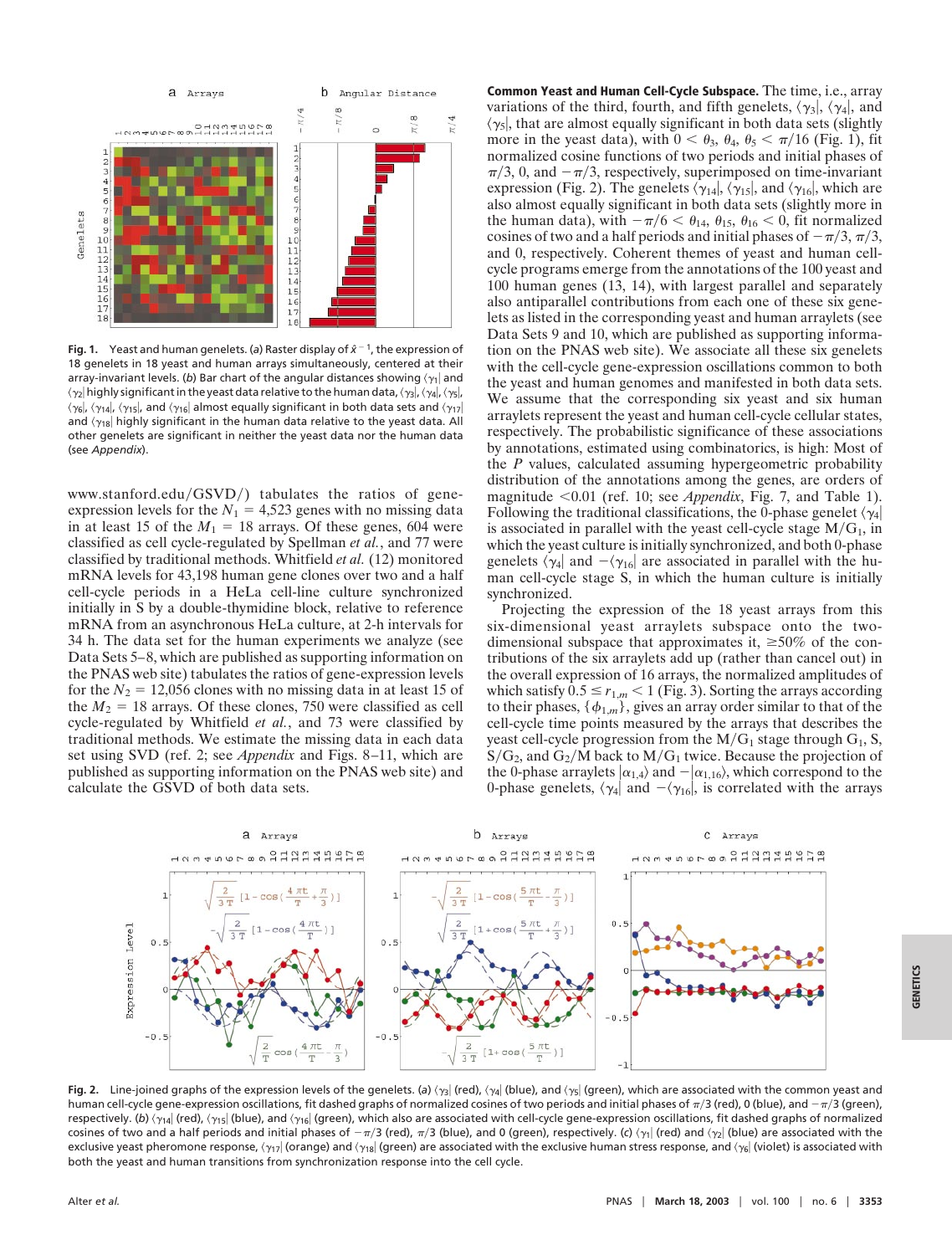**Fig. 1.** Yeast and human genelets. (*a*) Raster display of $\hat{X}^{-1}$, the expression of 18 genelets in 18 yeast and human arrays simultaneously, centered at their array-invariant levels. (*b*) Bar chart of the angular distances showing $\langle\gamma_1|$ and $\langle\gamma_2|$ highly significant in the yeast data relative to the human data, $\langle\gamma_3|$, $\langle\gamma_4|$, $\langle\gamma_5|$, $\langle\gamma_6|$, $\langle\gamma_{14}|$, $\langle\gamma_{15}|$, and $\langle\gamma_{16}|$ almost equally significant in both data sets and $\langle\gamma_{17}|$ and $\langle\gamma_{18}|$ highly significant in the human data relative to the yeast data. All other genelets are significant in neither the yeast data nor the human data (see *Appendix*).

www.stanford.edu/GSVD/) tabulates the ratios of gene-expression levels for the $N_1 = 4{,}523$ genes with no missing data in at least 15 of the $M_1 = 18$ arrays. Of these genes, 604 were classified as cell cycle-regulated by Spellman *et al.*, and 77 were classified by traditional methods. Whitfield *et al.* (12) monitored mRNA levels for 43,198 human gene clones over two and a half cell-cycle periods in a HeLa cell-line culture synchronized initially in S by a double-thymidine block, relative to reference mRNA from an asynchronous HeLa culture, at 2-h intervals for 34 h. The data set for the human experiments we analyze (see Data Sets 5–8, which are published as supporting information on the PNAS web site) tabulates the ratios of gene-expression levels for the $N_2 = 12{,}056$ clones with no missing data in at least 15 of the $M_2 = 18$ arrays. Of these clones, 750 were classified as cell cycle-regulated by Whitfield *et al.*, and 73 were classified by traditional methods. We estimate the missing data in each data set using SVD (ref. 2; see *Appendix* and Figs. 8–11, which are published as supporting information on the PNAS web site) and calculate the GSVD of both data sets.

**Common Yeast and Human Cell-Cycle Subspace.** The time, i.e., array variations of the third, fourth, and fifth genelets, $\langle\gamma_3|$, $\langle\gamma_4|$, and $\langle\gamma_5|$, that are almost equally significant in both data sets (slightly more in the yeast data), with $0 < \theta_3, \theta_4, \theta_5 < \pi/16$ (Fig. 1), fit normalized cosine functions of two periods and initial phases of $\pi/3$, 0, and $-\pi/3$, respectively, superimposed on time-invariant expression (Fig. 2). The genelets $\langle\gamma_{14}|$, $\langle\gamma_{15}|$, and $\langle\gamma_{16}|$, which are also almost equally significant in both data sets (slightly more in the human data), with $-\pi/6 < \theta_{14}, \theta_{15}, \theta_{16} < 0$, fit normalized cosines of two and a half periods and initial phases of $-\pi/3$, $\pi/3$, and 0, respectively. Coherent themes of yeast and human cell-cycle programs emerge from the annotations of the 100 yeast and 100 human genes (13, 14), with largest parallel and separately also antiparallel contributions from each one of these six genelets as listed in the corresponding yeast and human arraylets (see Data Sets 9 and 10, which are published as supporting information on the PNAS web site). We associate all these six genelets with the cell-cycle gene-expression oscillations common to both the yeast and human genomes and manifested in both data sets. We assume that the corresponding six yeast and six human arraylets represent the yeast and human cell-cycle cellular states, respectively. The probabilistic significance of these associations by annotations, estimated using combinatorics, is high: Most of the *P* values, calculated assuming hypergeometric probability distribution of the annotations among the genes, are orders of magnitude $<0.01$ (ref. 10; see *Appendix*, Fig. 7, and Table 1). Following the traditional classifications, the 0-phase genelet $\langle\gamma_4|$ is associated in parallel with the yeast cell-cycle stage $M/G_1$, in which the yeast culture is initially synchronized, and both 0-phase genelets $\langle\gamma_4|$ and $-\langle\gamma_{16}|$ are associated in parallel with the human cell-cycle stage S, in which the human culture is initially synchronized.

Projecting the expression of the 18 yeast arrays from this six-dimensional yeast arraylets subspace onto the two-dimensional subspace that approximates it, $\geq 50\%$ of the contributions of the six arraylets add up (rather than cancel out) in the overall expression of 16 arrays, the normalized amplitudes of which satisfy $0.5 \leq r_{1,m} < 1$ (Fig. 3). Sorting the arrays according to their phases, $\{\phi_{1,m}\}$, gives an array order similar to that of the cell-cycle time points measured by the arrays that describes the yeast cell-cycle progression from the $M/G_1$ stage through $G_1$, S, $S/G_2$, and $G_2/M$ back to $M/G_1$ twice. Because the projection of the 0-phase arraylets $|\alpha_{1,4}\rangle$ and $-|\alpha_{1,16}\rangle$, which correspond to the 0-phase genelets, $\langle\gamma_4|$ and $-\langle\gamma_{16}|$, is correlated with the arrays

**Fig. 2.** Line-joined graphs of the expression levels of the genelets. (*a*) $\langle\gamma_3|$ (red), $\langle\gamma_4|$ (blue), and $\langle\gamma_5|$ (green), which are associated with the common yeast and human cell-cycle gene-expression oscillations, fit dashed graphs of normalized cosines of two periods and initial phases of $\pi/3$ (red), 0 (blue), and $-\pi/3$ (green), respectively. (*b*) $\langle\gamma_{14}|$ (red), $\langle\gamma_{15}|$ (blue), and $\langle\gamma_{16}|$ (green), which also are associated with cell-cycle gene-expression oscillations, fit dashed graphs of normalized cosines of two and a half periods and initial phases of $-\pi/3$ (red), $\pi/3$ (blue), and 0 (green), respectively. (*c*) $\langle\gamma_1|$ (red) and $\langle\gamma_2|$ (blue) are associated with the exclusive yeast pheromone response, $\langle\gamma_{17}|$ (orange) and $\langle\gamma_{18}|$ (green) are associated with the exclusive human stress response, and $\langle\gamma_6|$ (violet) is associated with both the yeast and human transitions from synchronization response into the cell cycle.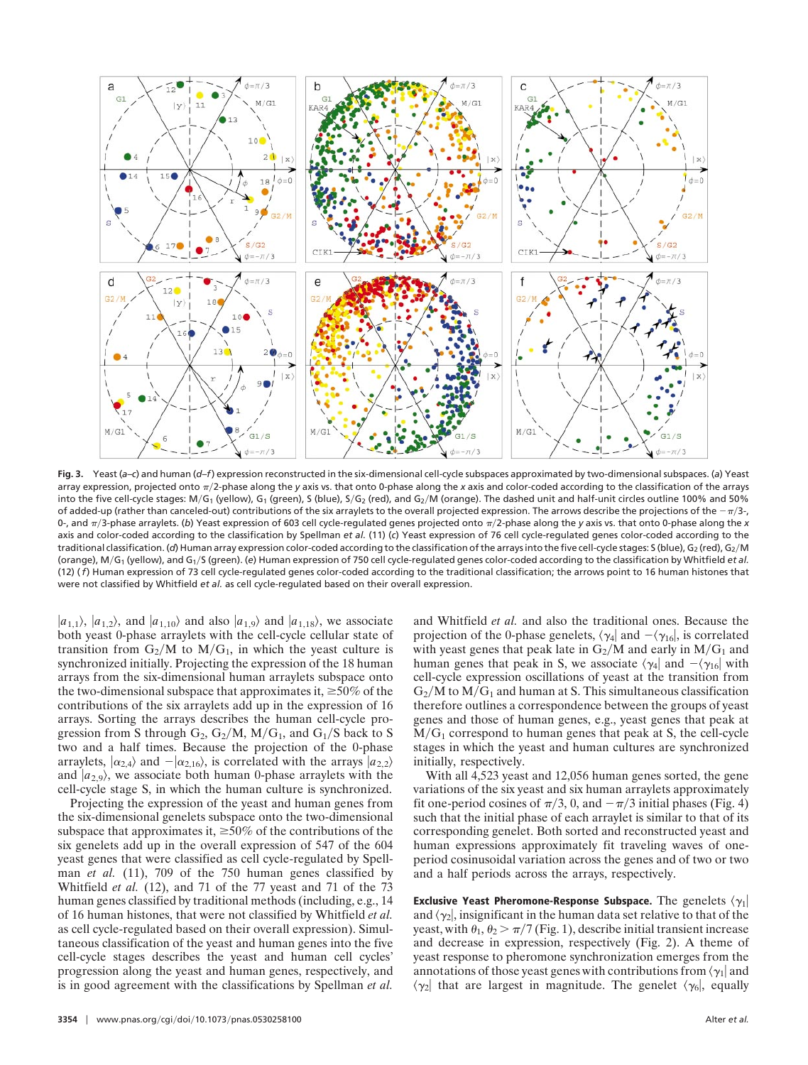**Fig. 3.** Yeast (*a*–*c*) and human (*d*–*f*) expression reconstructed in the six-dimensional cell-cycle subspaces approximated by two-dimensional subspaces. (*a*) Yeast array expression, projected onto $\pi/2$-phase along the *y* axis vs. that onto 0-phase along the *x* axis and color-coded according to the classification of the arrays into the five cell-cycle stages: M/$G_1$ (yellow), $G_1$ (green), S (blue), S/$G_2$ (red), and $G_2$/M (orange). The dashed unit and half-unit circles outline 100% and 50% of added-up (rather than canceled-out) contributions of the six arraylets to the overall projected expression. The arrows describe the projections of the $-\pi/3$-, 0-, and $\pi/3$-phase arraylets. (*b*) Yeast expression of 603 cell cycle-regulated genes projected onto $\pi/2$-phase along the *y* axis vs. that onto 0-phase along the *x* axis and color-coded according to the classification by Spellman *et al.* (11) (*c*) Yeast expression of 76 cell cycle-regulated genes color-coded according to the traditional classification. (*d*) Human array expression color-coded according to the classification of the arrays into the five cell-cycle stages: S (blue), $G_2$ (red), $G_2$/M (orange), M/$G_1$ (yellow), and $G_1$/S (green). (*e*) Human expression of 750 cell cycle-regulated genes color-coded according to the classification by Whitfield *et al.* (12) (*f*) Human expression of 73 cell cycle-regulated genes color-coded according to the traditional classification; the arrows point to 16 human histones that were not classified by Whitfield *et al.* as cell cycle-regulated based on their overall expression.

$|a_{1,1}\rangle$, $|a_{1,2}\rangle$, and $|a_{1,10}\rangle$ and also $|a_{1,9}\rangle$ and $|a_{1,18}\rangle$, we associate both yeast 0-phase arraylets with the cell-cycle cellular state of transition from $G_2$/M to M/$G_1$, in which the yeast culture is synchronized initially. Projecting the expression of the 18 human arrays from the six-dimensional human arraylets subspace onto the two-dimensional subspace that approximates it, $\geq$50% of the contributions of the six arraylets add up in the expression of 16 arrays. Sorting the arrays describes the human cell-cycle progression from S through $G_2$, $G_2$/M, M/$G_1$, and $G_1$/S back to S two and a half times. Because the projection of the 0-phase arraylets, $|\alpha_{2,4}\rangle$ and $-|\alpha_{2,16}\rangle$, is correlated with the arrays $|a_{2,2}\rangle$ and $|a_{2,9}\rangle$, we associate both human 0-phase arraylets with the cell-cycle stage S, in which the human culture is synchronized.

Projecting the expression of the yeast and human genes from the six-dimensional genelets subspace onto the two-dimensional subspace that approximates it, $\geq$50% of the contributions of the six genelets add up in the overall expression of 547 of the 604 yeast genes that were classified as cell cycle-regulated by Spellman *et al.* (11), 709 of the 750 human genes classified by Whitfield *et al.* (12), and 71 of the 77 yeast and 71 of the 73 human genes classified by traditional methods (including, e.g., 14 of 16 human histones, that were not classified by Whitfield *et al.* as cell cycle-regulated based on their overall expression). Simultaneous classification of the yeast and human genes into the five cell-cycle stages describes the yeast and human cell cycles' progression along the yeast and human genes, respectively, and is in good agreement with the classifications by Spellman *et al.* and Whitfield *et al.* and also the traditional ones. Because the projection of the 0-phase genelets, $\langle\gamma_4|$ and $-\langle\gamma_{16}|$, is correlated with yeast genes that peak late in $G_2$/M and early in M/$G_1$ and human genes that peak in S, we associate $\langle\gamma_4|$ and $-\langle\gamma_{16}|$ with cell-cycle expression oscillations of yeast at the transition from $G_2$/M to M/$G_1$ and human at S. This simultaneous classification therefore outlines a correspondence between the groups of yeast genes and those of human genes, e.g., yeast genes that peak at M/$G_1$ correspond to human genes that peak at S, the cell-cycle stages in which the yeast and human cultures are synchronized initially, respectively.

With all 4,523 yeast and 12,056 human genes sorted, the gene variations of the six yeast and six human arraylets approximately fit one-period cosines of $\pi/3$, 0, and $-\pi/3$ initial phases (Fig. 4) such that the initial phase of each arraylet is similar to that of its corresponding genelet. Both sorted and reconstructed yeast and human expressions approximately fit traveling waves of one-period cosinusoidal variation across the genes and of two or two and a half periods across the arrays, respectively.

**Exclusive Yeast Pheromone-Response Subspace.** The genelets $\langle\gamma_1|$ and $\langle\gamma_2|$, insignificant in the human data set relative to that of the yeast, with $\theta_1, \theta_2 > \pi/7$ (Fig. 1), describe initial transient increase and decrease in expression, respectively (Fig. 2). A theme of yeast response to pheromone synchronization emerges from the annotations of those yeast genes with contributions from $\langle\gamma_1|$ and $\langle\gamma_2|$ that are largest in magnitude. The genelet $\langle\gamma_6|$, equally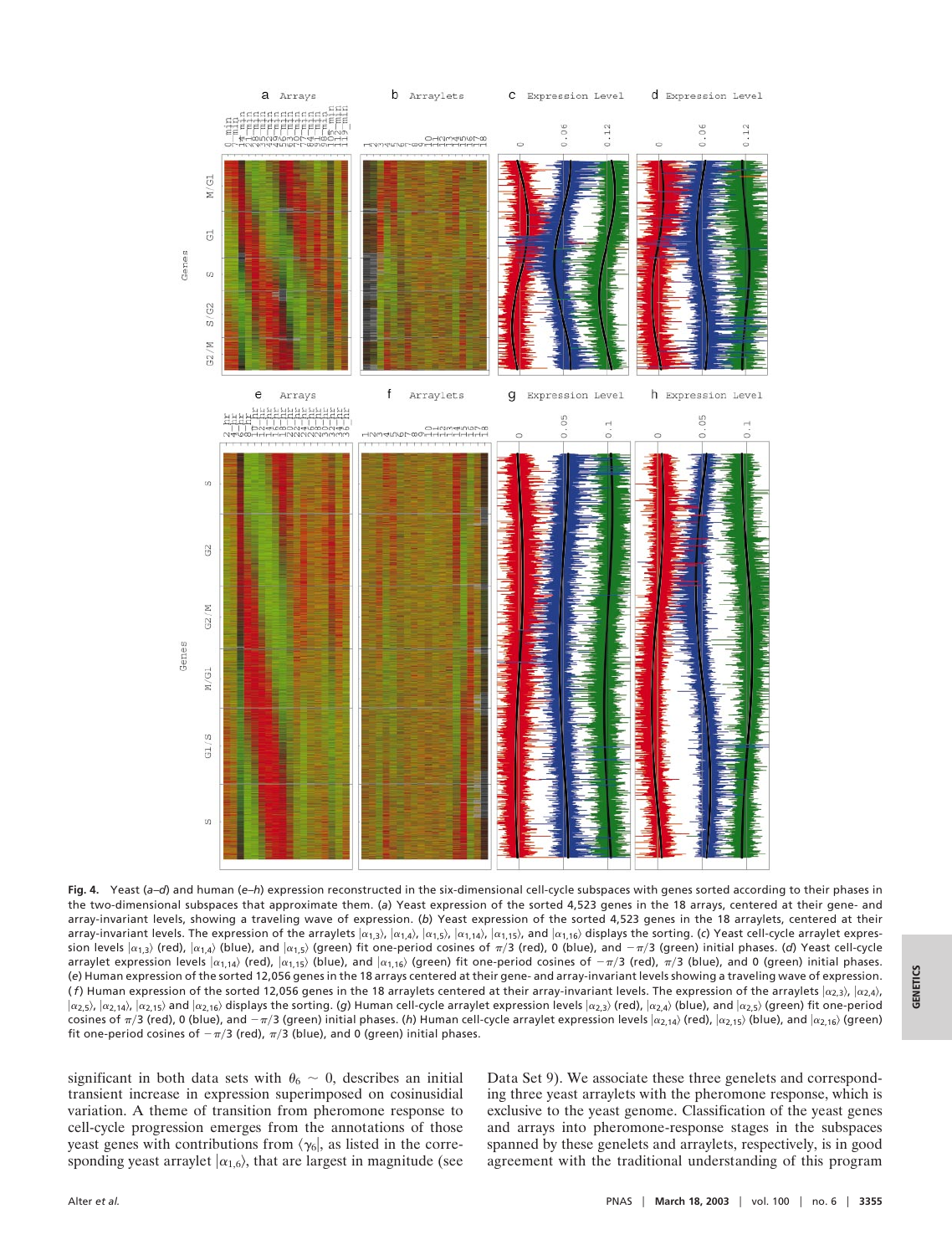**Fig. 4.** Yeast (*a*–*d*) and human (*e*–*h*) expression reconstructed in the six-dimensional cell-cycle subspaces with genes sorted according to their phases in the two-dimensional subspaces that approximate them. (*a*) Yeast expression of the sorted 4,523 genes in the 18 arrays, centered at their gene- and array-invariant levels, showing a traveling wave of expression. (*b*) Yeast expression of the sorted 4,523 genes in the 18 arraylets, centered at their array-invariant levels. The expression of the arraylets $|\alpha_{1,3}\rangle$, $|\alpha_{1,4}\rangle$, $|\alpha_{1,5}\rangle$, $|\alpha_{1,14}\rangle$, $|\alpha_{1,15}\rangle$, and $|\alpha_{1,16}\rangle$ displays the sorting. (*c*) Yeast cell-cycle arraylet expression levels $|\alpha_{1,3}\rangle$ (red), $|\alpha_{1,4}\rangle$ (blue), and $|\alpha_{1,5}\rangle$ (green) fit one-period cosines of $\pi/3$ (red), 0 (blue), and $-\pi/3$ (green) initial phases. (*d*) Yeast cell-cycle arraylet expression levels $|\alpha_{1,14}\rangle$ (red), $|\alpha_{1,15}\rangle$ (blue), and $|\alpha_{1,16}\rangle$ (green) fit one-period cosines of $-\pi/3$ (red), $\pi/3$ (blue), and 0 (green) initial phases. (*e*) Human expression of the sorted 12,056 genes in the 18 arrays centered at their gene- and array-invariant levels showing a traveling wave of expression. (*f*) Human expression of the sorted 12,056 genes in the 18 arraylets centered at their array-invariant levels. The expression of the arraylets $|\alpha_{2,3}\rangle$, $|\alpha_{2,4}\rangle$, $|\alpha_{2,5}\rangle$, $|\alpha_{2,14}\rangle$, $|\alpha_{2,15}\rangle$ and $|\alpha_{2,16}\rangle$ displays the sorting. (*g*) Human cell-cycle arraylet expression levels $|\alpha_{2,3}\rangle$ (red), $|\alpha_{2,4}\rangle$ (blue), and $|\alpha_{2,5}\rangle$ (green) fit one-period cosines of $\pi/3$ (red), 0 (blue), and $-\pi/3$ (green) initial phases. (*h*) Human cell-cycle arraylet expression levels $|\alpha_{2,14}\rangle$ (red), $|\alpha_{2,15}\rangle$ (blue), and $|\alpha_{2,16}\rangle$ (green) fit one-period cosines of $-\pi/3$ (red), $\pi/3$ (blue), and 0 (green) initial phases.

significant in both data sets with $\theta_6 \sim 0$, describes an initial transient increase in expression superimposed on cosinusidial variation. A theme of transition from pheromone response to cell-cycle progression emerges from the annotations of those yeast genes with contributions from $\langle\gamma_6|$, as listed in the corresponding yeast arraylet $|\alpha_{1,6}\rangle$, that are largest in magnitude (see Data Set 9). We associate these three genelets and corresponding three yeast arraylets with the pheromone response, which is exclusive to the yeast genome. Classification of the yeast genes and arrays into pheromone-response stages in the subspaces spanned by these genelets and arraylets, respectively, is in good agreement with the traditional understanding of this program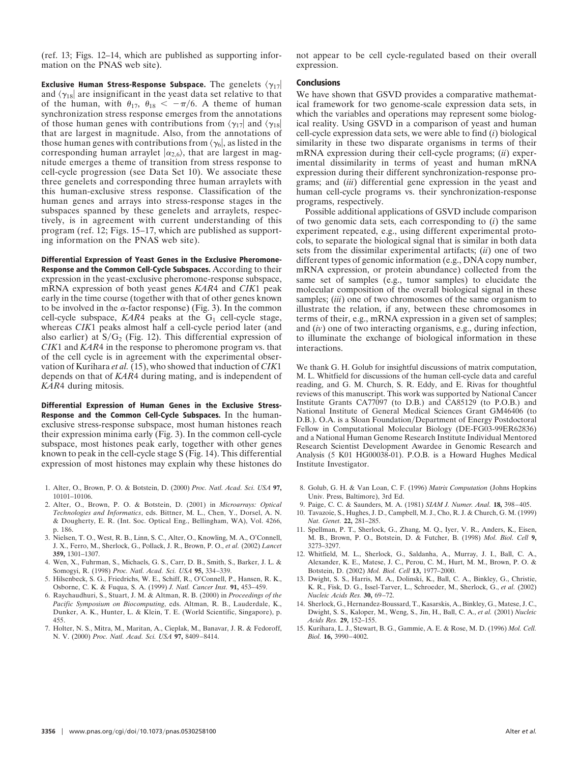(ref. 13; Figs. 12–14, which are published as supporting information on the PNAS web site).

**Exclusive Human Stress-Response Subspace.** The genelets $\langle\gamma_{17}|$ and $\langle\gamma_{18}|$ are insignificant in the yeast data set relative to that of the human, with $\theta_{17}$, $\theta_{18} < -\pi/6$. A theme of human synchronization stress response emerges from the annotations of those human genes with contributions from $\langle\gamma_{17}|$ and $\langle\gamma_{18}|$ that are largest in magnitude. Also, from the annotations of those human genes with contributions from $\langle\gamma_6|$, as listed in the corresponding human arraylet $|\alpha_{2,6}\rangle$, that are largest in magnitude emerges a theme of transition from stress response to cell-cycle progression (see Data Set 10). We associate these three genelets and corresponding three human arraylets with this human-exclusive stress response. Classification of the human genes and arrays into stress-response stages in the subspaces spanned by these genelets and arraylets, respectively, is in agreement with current understanding of this program (ref. 12; Figs. 15–17, which are published as supporting information on the PNAS web site).

**Differential Expression of Yeast Genes in the Exclusive Pheromone-Response and the Common Cell-Cycle Subspaces.** According to their expression in the yeast-exclusive pheromone-response subspace, mRNA expression of both yeast genes *KAR*4 and *CIK*1 peak early in the time course (together with that of other genes known to be involved in the $\alpha$-factor response) (Fig. 3). In the common cell-cycle subspace, *KAR*4 peaks at the $G_1$ cell-cycle stage, whereas *CIK*1 peaks almost half a cell-cycle period later (and also earlier) at $S/G_2$ (Fig. 12). This differential expression of *CIK*1 and *KAR*4 in the response to pheromone program vs. that of the cell cycle is in agreement with the experimental observation of Kurihara *et al.* (15), who showed that induction of *CIK*1 depends on that of *KAR*4 during mating, and is independent of *KAR*4 during mitosis.

**Differential Expression of Human Genes in the Exclusive Stress-Response and the Common Cell-Cycle Subspaces.** In the human-exclusive stress-response subspace, most human histones reach their expression minima early (Fig. 3). In the common cell-cycle subspace, most histones peak early, together with other genes known to peak in the cell-cycle stage S (Fig. 14). This differential expression of most histones may explain why these histones do not appear to be cell cycle-regulated based on their overall expression.

## Conclusions

We have shown that GSVD provides a comparative mathematical framework for two genome-scale expression data sets, in which the variables and operations may represent some biological reality. Using GSVD in a comparison of yeast and human cell-cycle expression data sets, we were able to find (*i*) biological similarity in these two disparate organisms in terms of their mRNA expression during their cell-cycle programs; (*ii*) experimental dissimilarity in terms of yeast and human mRNA expression during their different synchronization-response programs; and (*iii*) differential gene expression in the yeast and human cell-cycle programs vs. their synchronization-response programs, respectively.

Possible additional applications of GSVD include comparison of two genomic data sets, each corresponding to (*i*) the same experiment repeated, e.g., using different experimental protocols, to separate the biological signal that is similar in both data sets from the dissimilar experimental artifacts; (*ii*) one of two different types of genomic information (e.g., DNA copy number, mRNA expression, or protein abundance) collected from the same set of samples (e.g., tumor samples) to elucidate the molecular composition of the overall biological signal in these samples; (*iii*) one of two chromosomes of the same organism to illustrate the relation, if any, between these chromosomes in terms of their, e.g., mRNA expression in a given set of samples; and (*iv*) one of two interacting organisms, e.g., during infection, to illuminate the exchange of biological information in these interactions.

We thank G. H. Golub for insightful discussions of matrix computation, M. L. Whitfield for discussions of the human cell-cycle data and careful reading, and G. M. Church, S. R. Eddy, and E. Rivas for thoughtful reviews of this manuscript. This work was supported by National Cancer Institute Grants CA77097 (to D.B.) and CA85129 (to P.O.B.) and National Institute of General Medical Sciences Grant GM46406 (to D.B.). O.A. is a Sloan Foundation/Department of Energy Postdoctoral Fellow in Computational Molecular Biology (DE-FG03-99ER62836) and a National Human Genome Research Institute Individual Mentored Research Scientist Development Awardee in Genomic Research and Analysis (5 K01 HG00038-01). P.O.B. is a Howard Hughes Medical Institute Investigator.

1. Alter, O., Brown, P. O. & Botstein, D. (2000) *Proc. Natl. Acad. Sci. USA* **97,** 10101–10106.
2. Alter, O., Brown, P. O. & Botstein, D. (2001) in *Microarrays: Optical Technologies and Informatics*, eds. Bittner, M. L., Chen, Y., Dorsel, A. N. & Dougherty, E. R. (Int. Soc. Optical Eng., Bellingham, WA), Vol. 4266, p. 186.
3. Nielsen, T. O., West, R. B., Linn, S. C., Alter, O., Knowling, M. A., O'Connell, J. X., Ferro, M., Sherlock, G., Pollack, J. R., Brown, P. O., *et al.* (2002) *Lancet* **359,** 1301–1307.
4. Wen, X., Fuhrman, S., Michaels, G. S., Carr, D. B., Smith, S., Barker, J. L. & Somogyi, R. (1998) *Proc. Natl. Acad. Sci. USA* **95,** 334–339.
5. Hilsenbeck, S. G., Friedrichs, W. E., Schiff, R., O'Connell, P., Hansen, R. K., Osborne, C. K. & Fuqua, S. A. (1999) *J. Natl. Cancer Inst.* **91,** 453–459.
6. Raychaudhuri, S., Stuart, J. M. & Altman, R. B. (2000) in *Proceedings of the Pacific Symposium on Biocomputing*, eds. Altman, R. B., Lauderdale, K., Dunker, A. K., Hunter, L. & Klein, T. E. (World Scientific, Singapore), p. 455.
7. Holter, N. S., Mitra, M., Maritan, A., Cieplak, M., Banavar, J. R. & Fedoroff, N. V. (2000) *Proc. Natl. Acad. Sci. USA* **97,** 8409–8414.
8. Golub, G. H. & Van Loan, C. F. (1996) *Matrix Computation* (Johns Hopkins Univ. Press, Baltimore), 3rd Ed.
9. Paige, C. C. & Saunders, M. A. (1981) *SIAM J. Numer. Anal.* **18,** 398–405.
10. Tavazoie, S., Hughes, J. D., Campbell, M. J., Cho, R. J. & Church, G. M. (1999) *Nat. Genet.* **22,** 281–285.
11. Spellman, P. T., Sherlock, G., Zhang, M. Q., Iyer, V. R., Anders, K., Eisen, M. B., Brown, P. O., Botstein, D. & Futcher, B. (1998) *Mol. Biol. Cell* **9,** 3273–3297.
12. Whitfield, M. L., Sherlock, G., Saldanha, A., Murray, J. I., Ball, C. A., Alexander, K. E., Matese, J. C., Perou, C. M., Hurt, M. M., Brown, P. O. & Botstein, D. (2002) *Mol. Biol. Cell* **13,** 1977–2000.
13. Dwight, S. S., Harris, M. A., Dolinski, K., Ball, C. A., Binkley, G., Christie, K. R., Fisk, D. G., Issel-Tarver, L., Schroeder, M., Sherlock, G., *et al.* (2002) *Nucleic Acids Res.* **30,** 69–72.
14. Sherlock, G., Hernandez-Boussard, T., Kasarskis, A., Binkley, G., Matese, J. C., Dwight, S. S., Kaloper, M., Weng, S., Jin, H., Ball, C. A., *et al.* (2001) *Nucleic Acids Res.* **29,** 152–155.
15. Kurihara, L. J., Stewart, B. G., Gammie, A. E. & Rose, M. D. (1996) *Mol. Cell. Biol.* **16,** 3990–4002.